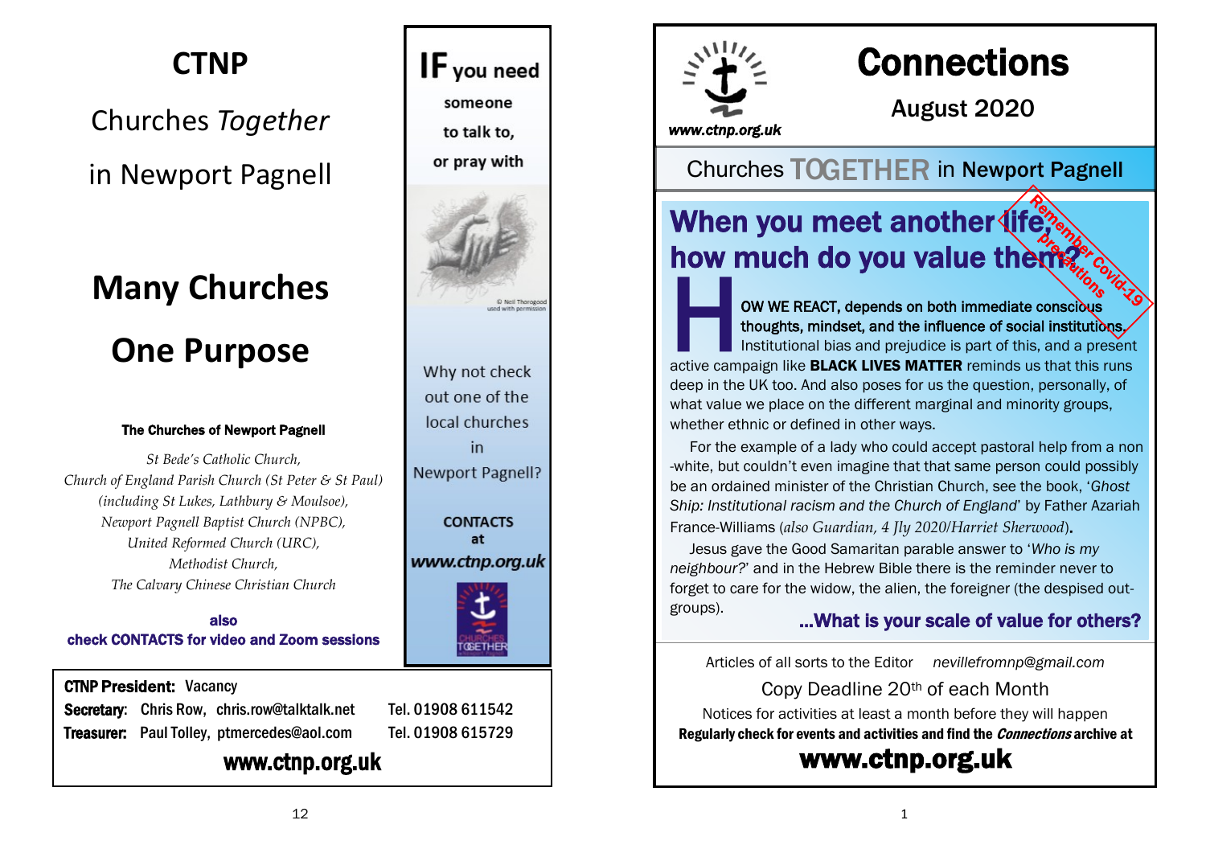# CTNP

## Churches *Together* in Newport Pagnell

# Many Churches One Purpose

**The Churches of Newport Pagnell**

*St Bede's Catholic Church,*
*Church of England Parish Church (St Peter & St Paul)*
*(including St Lukes, Lathbury & Moulsoe),*
*Newport Pagnell Baptist Church (NPBC),*
*United Reformed Church (URC),*
*Methodist Church,*
*The Calvary Chinese Christian Church*

**also**
**check CONTACTS for video and Zoom sessions**

**IF** you need someone to talk to, or pray with

© Neil Thorogood used with permission

Why not check out one of the local churches in Newport Pagnell?

**CONTACTS** at ***www.ctnp.org.uk***

**CTNP President:** Vacancy
**Secretary:** Chris Row, chris.row@talktalk.net Tel. 01908 611542
**Treasurer:** Paul Tolley, ptmercedes@aol.com Tel. 01908 615729

**www.ctnp.org.uk**

---

*www.ctnp.org.uk*

# Connections

## August 2020

Churches TOGETHER in Newport Pagnell

## When you meet another life, how much do you value them?

*Remember Covid-19 precautions*

HOW WE REACT, depends on both immediate conscious thoughts, mindset, and the influence of social institutions. Institutional bias and prejudice is part of this, and a present active campaign like **BLACK LIVES MATTER** reminds us that this runs deep in the UK too. And also poses for us the question, personally, of what value we place on the different marginal and minority groups, whether ethnic or defined in other ways.

For the example of a lady who could accept pastoral help from a non-white, but couldn't even imagine that that same person could possibly be an ordained minister of the Christian Church, see the book, '*Ghost Ship: Institutional racism and the Church of England*' by Father Azariah France-Williams (*also Guardian, 4 Jly 2020/Harriet Sherwood*).

Jesus gave the Good Samaritan parable answer to '*Who is my neighbour?*' and in the Hebrew Bible there is the reminder never to forget to care for the widow, the alien, the foreigner (the despised out-groups).

**...What is your scale of value for others?**

Articles of all sorts to the Editor *nevillefromnp@gmail.com*

Copy Deadline 20th of each Month

Notices for activities at least a month before they will happen

**Regularly check for events and activities and find the *Connections* archive at**

**www.ctnp.org.uk**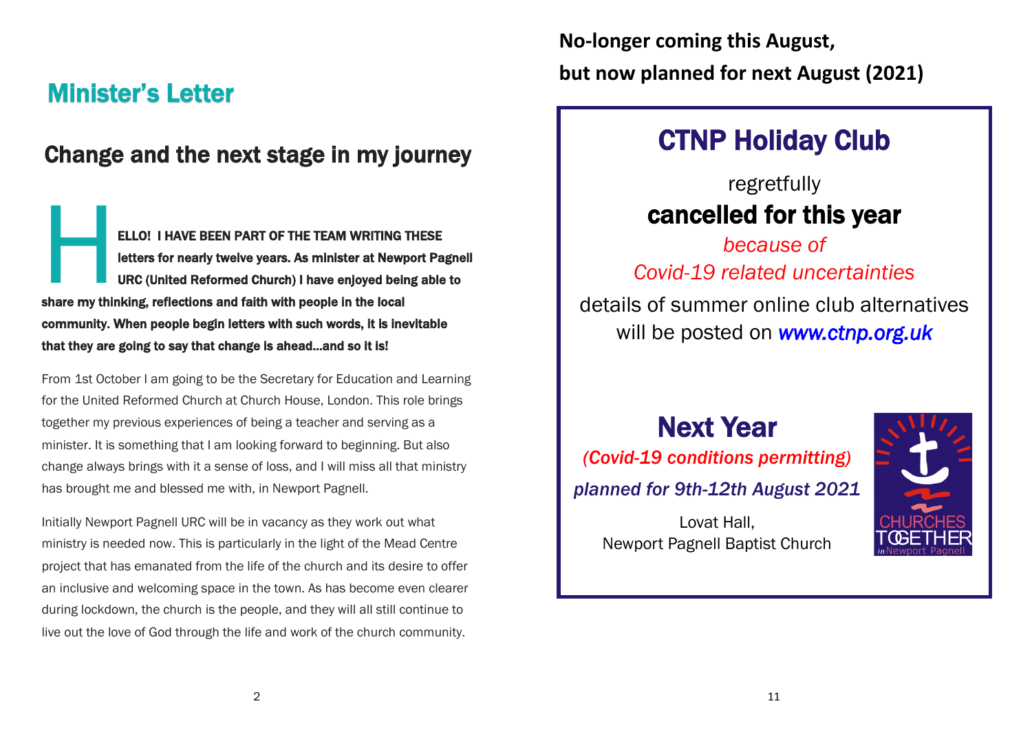# Minister's Letter

## Change and the next stage in my journey

**HELLO! I HAVE BEEN PART OF THE TEAM WRITING THESE letters for nearly twelve years. As minister at Newport Pagnell URC (United Reformed Church) I have enjoyed being able to share my thinking, reflections and faith with people in the local community. When people begin letters with such words, it is inevitable that they are going to say that change is ahead…and so it is!**

From 1st October I am going to be the Secretary for Education and Learning for the United Reformed Church at Church House, London. This role brings together my previous experiences of being a teacher and serving as a minister. It is something that I am looking forward to beginning. But also change always brings with it a sense of loss, and I will miss all that ministry has brought me and blessed me with, in Newport Pagnell.

Initially Newport Pagnell URC will be in vacancy as they work out what ministry is needed now. This is particularly in the light of the Mead Centre project that has emanated from the life of the church and its desire to offer an inclusive and welcoming space in the town. As has become even clearer during lockdown, the church is the people, and they will all still continue to live out the love of God through the life and work of the church community.

**No-longer coming this August,**
**but now planned for next August (2021)**

## CTNP Holiday Club

regretfully

**cancelled for this year**

*because of*
*Covid-19 related uncertainties*

details of summer online club alternatives will be posted on *www.ctnp.org.uk*

## Next Year

*(Covid-19 conditions permitting)*

*planned for 9th-12th August 2021*

Lovat Hall,
Newport Pagnell Baptist Church

CHURCHES TOGETHER in Newport Pagnell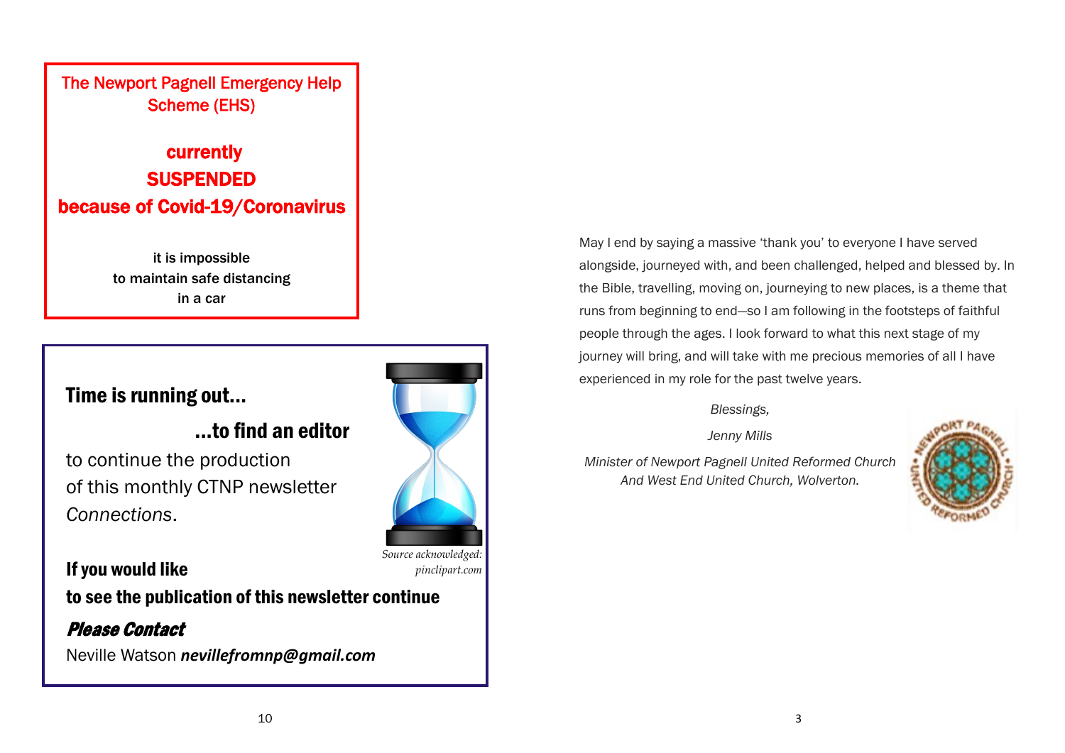**The Newport Pagnell Emergency Help Scheme (EHS)**

**currently**
**SUSPENDED**
**because of Covid-19/Coronavirus**

**it is impossible**
**to maintain safe distancing**
**in a car**

## Time is running out...

## ...to find an editor

to continue the production
of this monthly CTNP newsletter
*Connections*.

*Source acknowledged: pinclipart.com*

**If you would like**
**to see the publication of this newsletter continue**

***Please Contact***

Neville Watson ***nevillefromnp@gmail.com***

May I end by saying a massive 'thank you' to everyone I have served alongside, journeyed with, and been challenged, helped and blessed by. In the Bible, travelling, moving on, journeying to new places, is a theme that runs from beginning to end—so I am following in the footsteps of faithful people through the ages. I look forward to what this next stage of my journey will bring, and will take with me precious memories of all I have experienced in my role for the past twelve years.

*Blessings,*

*Jenny Mills*

*Minister of Newport Pagnell United Reformed Church*
*And West End United Church, Wolverton.*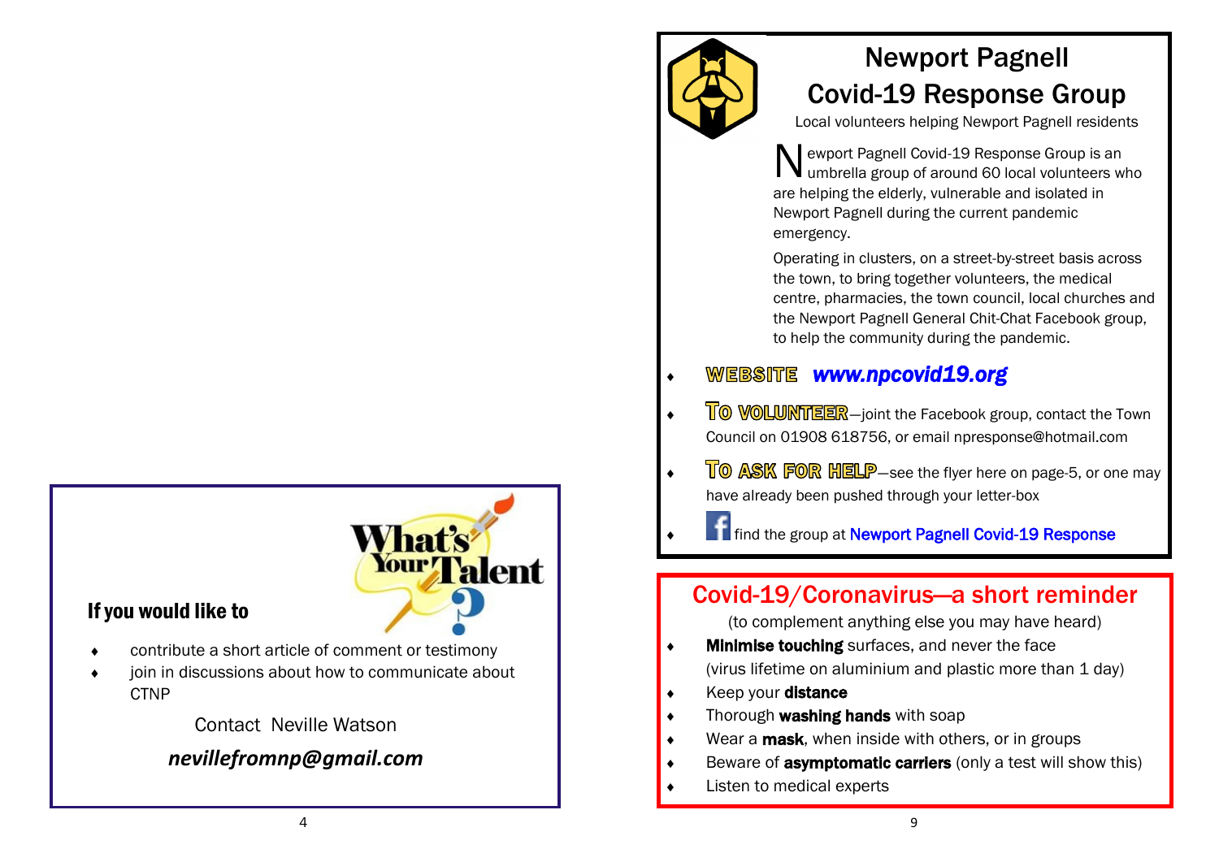## If you would like to

- contribute a short article of comment or testimony
- join in discussions about how to communicate about CTNP

Contact Neville Watson

***nevillefromnp@gmail.com***

# Newport Pagnell Covid-19 Response Group

Local volunteers helping Newport Pagnell residents

Newport Pagnell Covid-19 Response Group is an umbrella group of around 60 local volunteers who are helping the elderly, vulnerable and isolated in Newport Pagnell during the current pandemic emergency.

Operating in clusters, on a street-by-street basis across the town, to bring together volunteers, the medical centre, pharmacies, the town council, local churches and the Newport Pagnell General Chit-Chat Facebook group, to help the community during the pandemic.

- **WEBSITE** ***www.npcovid19.org***
- **TO VOLUNTEER**—joint the Facebook group, contact the Town Council on 01908 618756, or email npresponse@hotmail.com
- **TO ASK FOR HELP**—see the flyer here on page-5, or one may have already been pushed through your letter-box
- find the group at Newport Pagnell Covid-19 Response

## Covid-19/Coronavirus—a short reminder

(to complement anything else you may have heard)

- **Minimise touching** surfaces, and never the face (virus lifetime on aluminium and plastic more than 1 day)
- Keep your **distance**
- Thorough **washing hands** with soap
- Wear a **mask**, when inside with others, or in groups
- Beware of **asymptomatic carriers** (only a test will show this)
- Listen to medical experts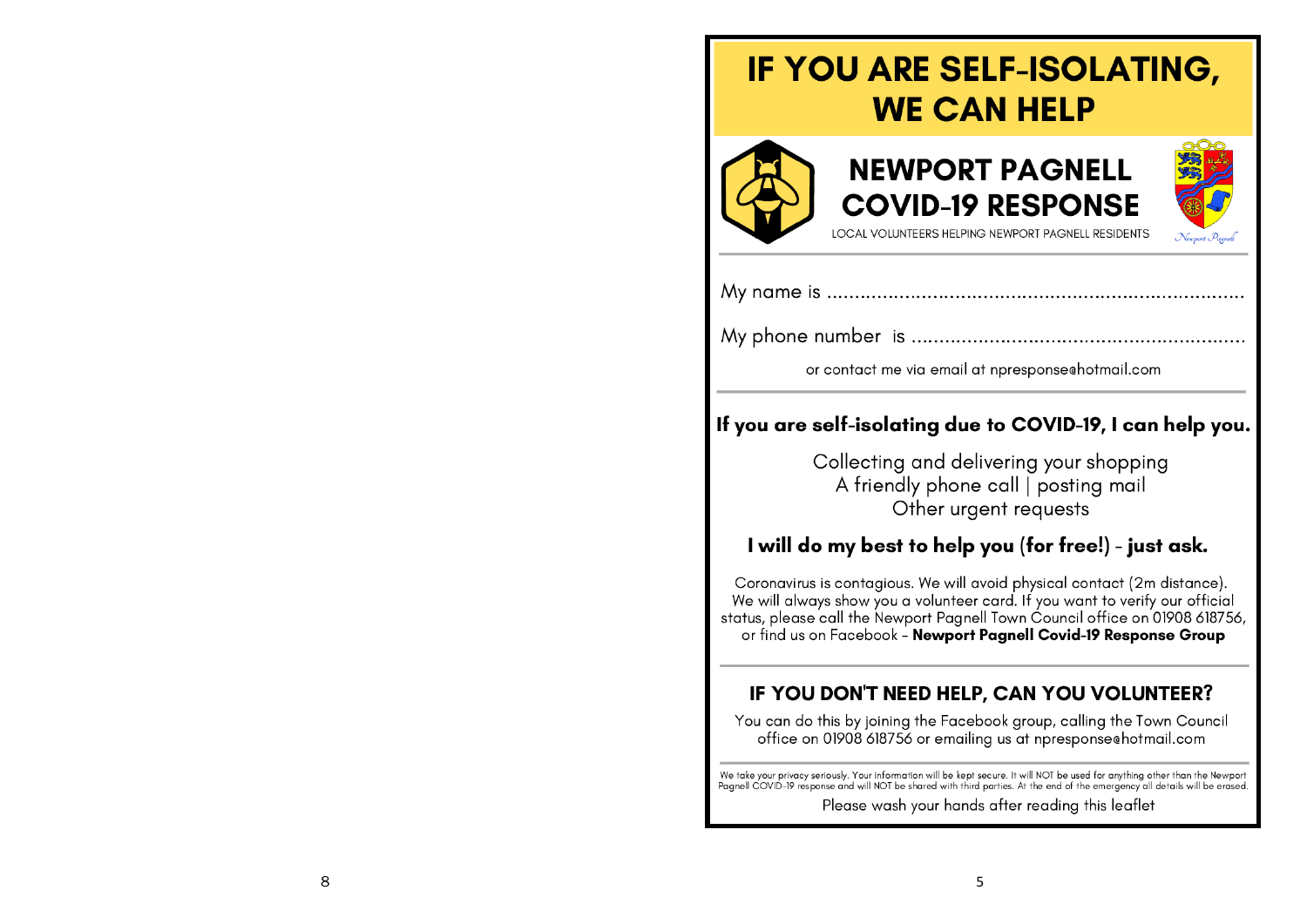# IF YOU ARE SELF-ISOLATING, WE CAN HELP

## NEWPORT PAGNELL COVID-19 RESPONSE

LOCAL VOLUNTEERS HELPING NEWPORT PAGNELL RESIDENTS

Newport Pagnell

---

My name is ..........................................................................

My phone number is ..........................................................

or contact me via email at npresponse@hotmail.com

---

**If you are self-isolating due to COVID-19, I can help you.**

Collecting and delivering your shopping
A friendly phone call | posting mail
Other urgent requests

**I will do my best to help you (for free!) - just ask.**

Coronavirus is contagious. We will avoid physical contact (2m distance). We will always show you a volunteer card. If you want to verify our official status, please call the Newport Pagnell Town Council office on 01908 618756, or find us on Facebook - **Newport Pagnell Covid-19 Response Group**

---

## IF YOU DON'T NEED HELP, CAN YOU VOLUNTEER?

You can do this by joining the Facebook group, calling the Town Council office on 01908 618756 or emailing us at npresponse@hotmail.com

---

We take your privacy seriously. Your information will be kept secure. It will NOT be used for anything other than the Newport Pagnell COVID-19 response and will NOT be shared with third parties. At the end of the emergency all details will be erased.

Please wash your hands after reading this leaflet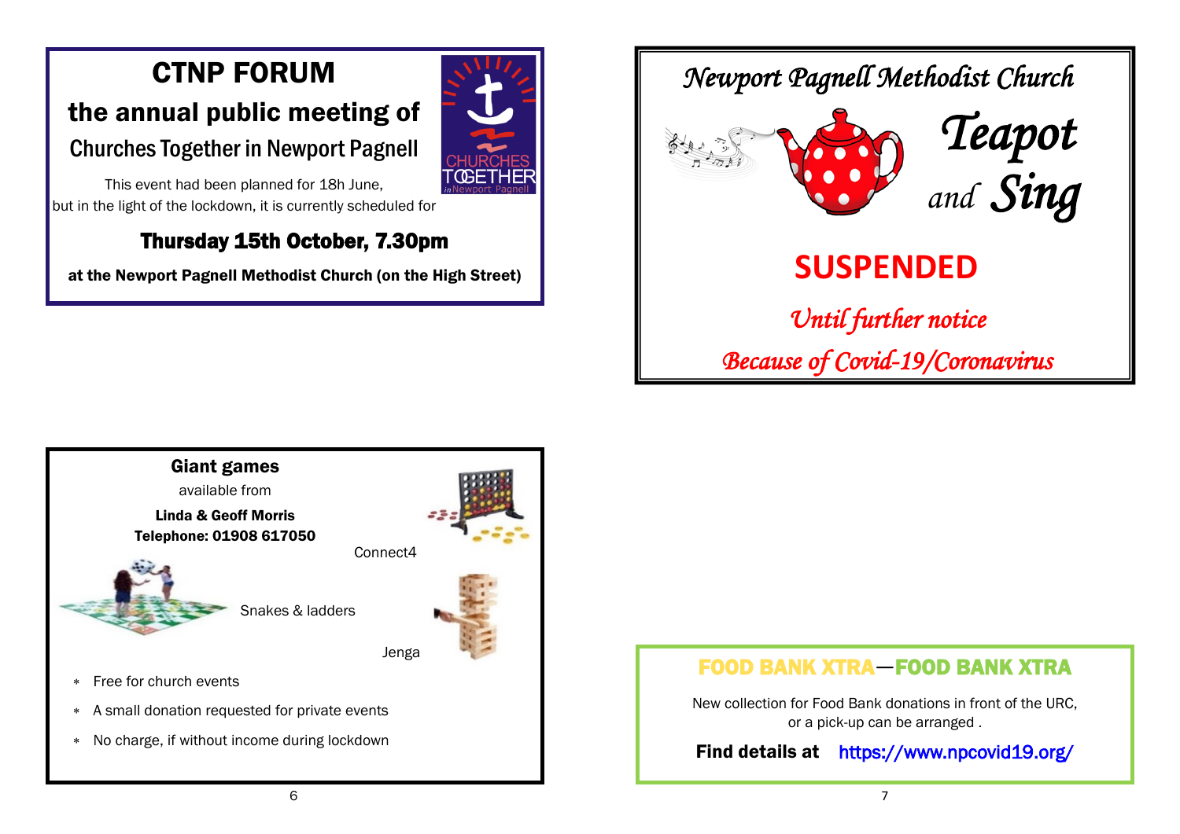# CTNP FORUM

## the annual public meeting of

### Churches Together in Newport Pagnell

This event had been planned for 18h June,
but in the light of the lockdown, it is currently scheduled for

**Thursday 15th October, 7.30pm**

**at the Newport Pagnell Methodist Church (on the High Street)**

---

**Giant games**

available from

**Linda & Geoff Morris**
**Telephone: 01908 617050**

Connect4

Snakes & ladders

Jenga

* Free for church events
* A small donation requested for private events
* No charge, if without income during lockdown

---

*Newport Pagnell Methodist Church*

*Teapot and Sing*

# SUSPENDED

*Until further notice*

*Because of Covid-19/Coronavirus*

---

## FOOD BANK XTRA—FOOD BANK XTRA

New collection for Food Bank donations in front of the URC, or a pick-up can be arranged .

**Find details at** https://www.npcovid19.org/